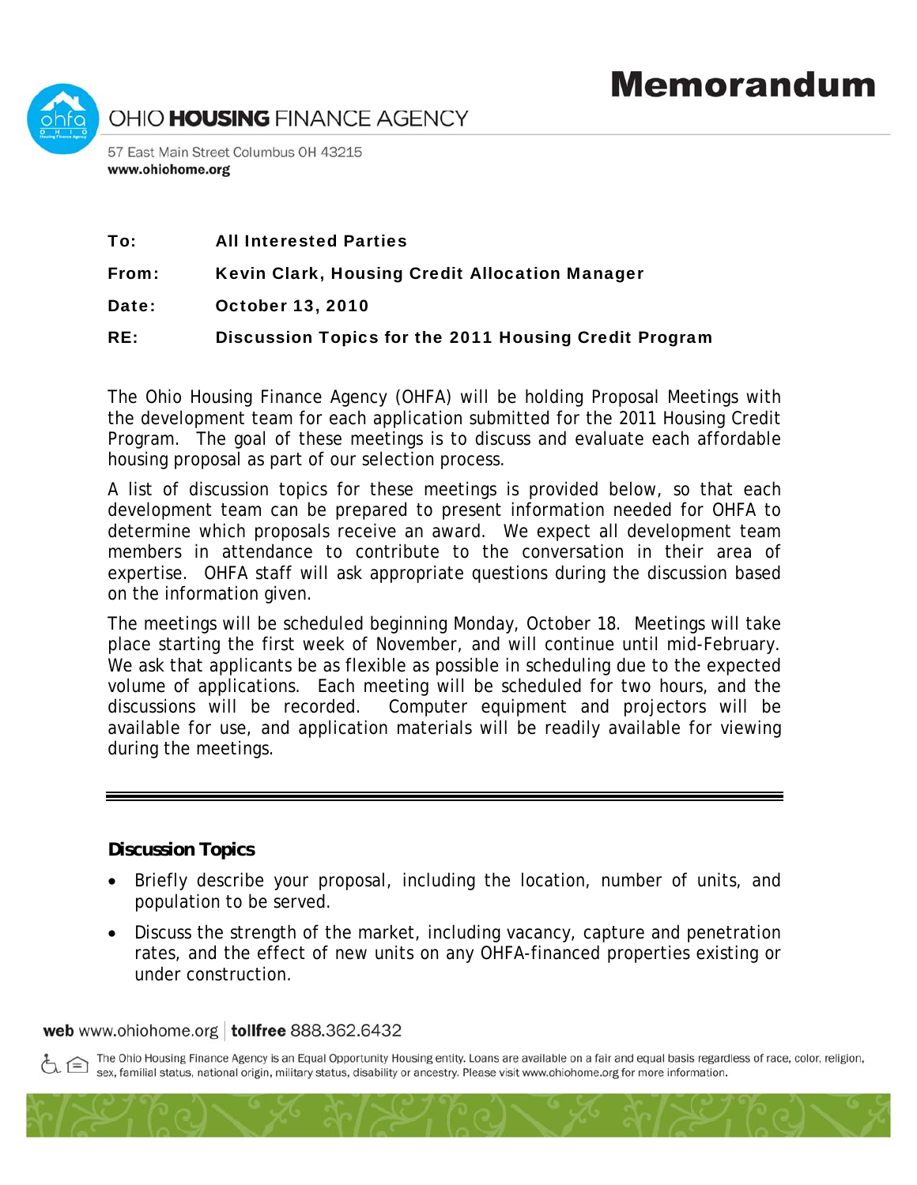# Memorandum

OHIO **HOUSING** FINANCE AGENCY

57 East Main Street Columbus OH 43215
**www.ohiohome.org**

**To:** **All Interested Parties**

**From:** **Kevin Clark, Housing Credit Allocation Manager**

**Date:** **October 13, 2010**

**RE:** **Discussion Topics for the 2011 Housing Credit Program**

The Ohio Housing Finance Agency (OHFA) will be holding Proposal Meetings with the development team for each application submitted for the 2011 Housing Credit Program. The goal of these meetings is to discuss and evaluate each affordable housing proposal as part of our selection process.

A list of discussion topics for these meetings is provided below, so that each development team can be prepared to present information needed for OHFA to determine which proposals receive an award. We expect all development team members in attendance to contribute to the conversation in their area of expertise. OHFA staff will ask appropriate questions during the discussion based on the information given.

The meetings will be scheduled beginning Monday, October 18. Meetings will take place starting the first week of November, and will continue until mid-February. We ask that applicants be as flexible as possible in scheduling due to the expected volume of applications. Each meeting will be scheduled for two hours, and the discussions will be recorded. Computer equipment and projectors will be available for use, and application materials will be readily available for viewing during the meetings.

---

## Discussion Topics

- Briefly describe your proposal, including the location, number of units, and population to be served.
- Discuss the strength of the market, including vacancy, capture and penetration rates, and the effect of new units on any OHFA-financed properties existing or under construction.

**web** www.ohiohome.org | **tollfree** 888.362.6432

The Ohio Housing Finance Agency is an Equal Opportunity Housing entity. Loans are available on a fair and equal basis regardless of race, color, religion, sex, familial status, national origin, military status, disability or ancestry. Please visit www.ohiohome.org for more information.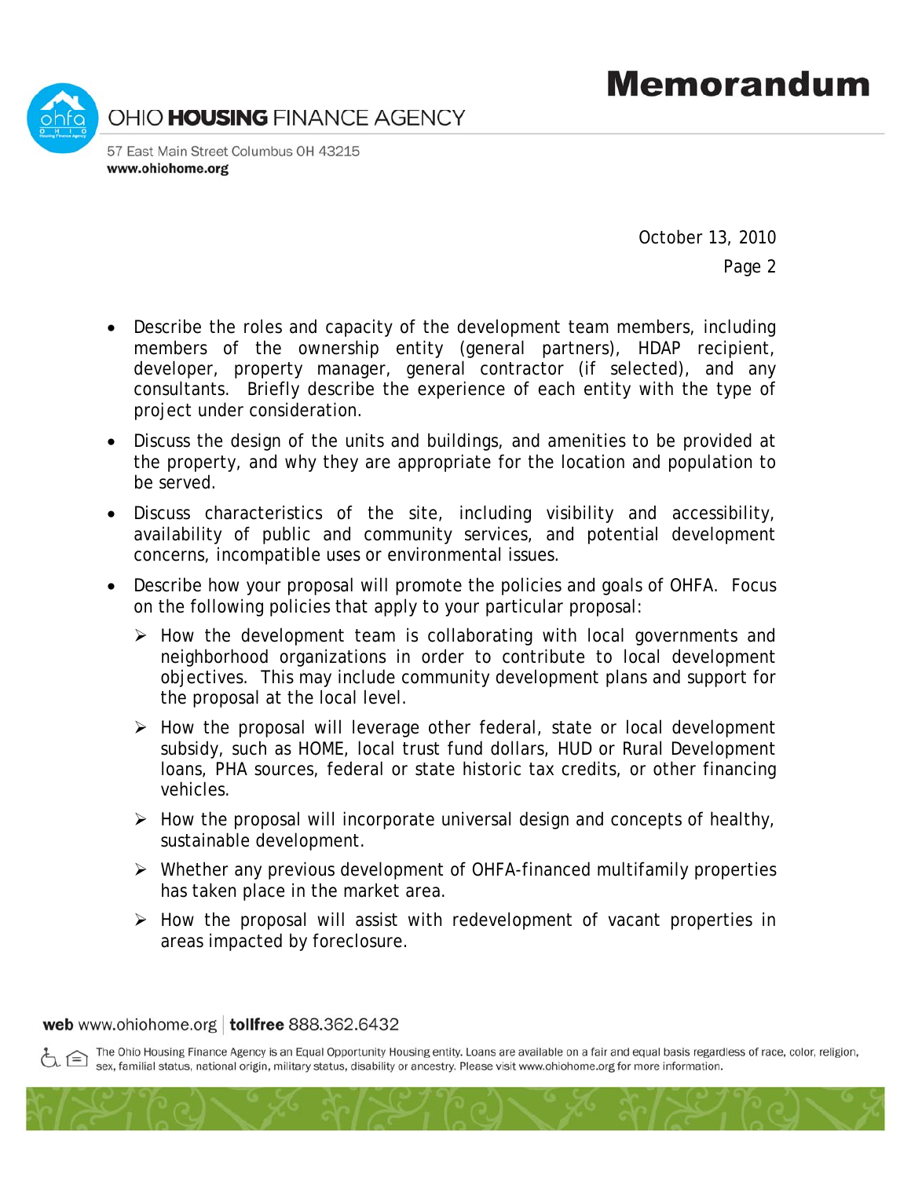- Describe the roles and capacity of the development team members, including members of the ownership entity (general partners), HDAP recipient, developer, property manager, general contractor (if selected), and any consultants. Briefly describe the experience of each entity with the type of project under consideration.
- Discuss the design of the units and buildings, and amenities to be provided at the property, and why they are appropriate for the location and population to be served.
- Discuss characteristics of the site, including visibility and accessibility, availability of public and community services, and potential development concerns, incompatible uses or environmental issues.
- Describe how your proposal will promote the policies and goals of OHFA. Focus on the following policies that apply to your particular proposal:
  - How the development team is collaborating with local governments and neighborhood organizations in order to contribute to local development objectives. This may include community development plans and support for the proposal at the local level.
  - How the proposal will leverage other federal, state or local development subsidy, such as HOME, local trust fund dollars, HUD or Rural Development loans, PHA sources, federal or state historic tax credits, or other financing vehicles.
  - How the proposal will incorporate universal design and concepts of healthy, sustainable development.
  - Whether any previous development of OHFA-financed multifamily properties has taken place in the market area.
  - How the proposal will assist with redevelopment of vacant properties in areas impacted by foreclosure.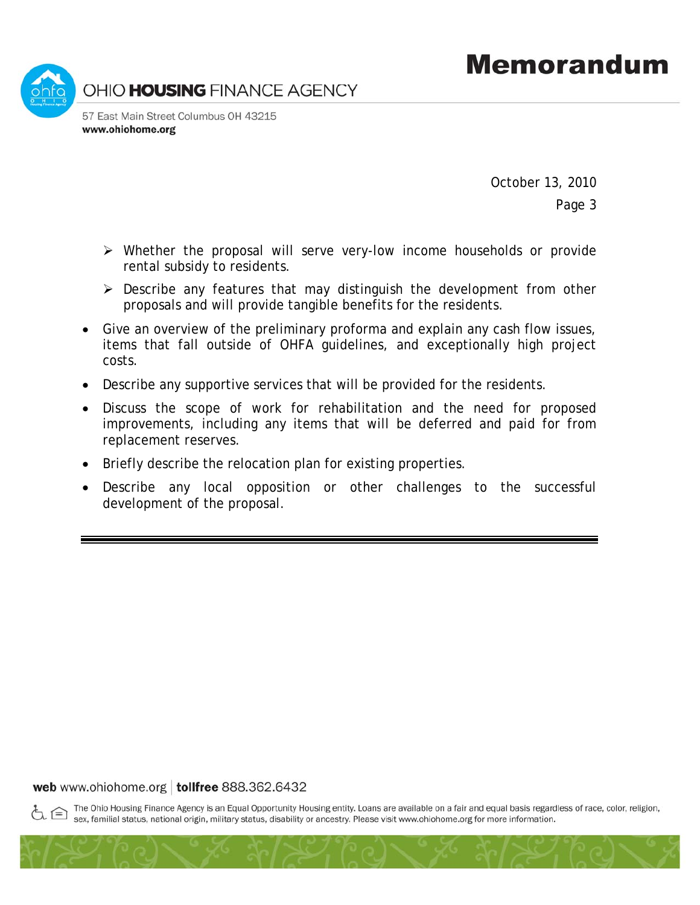- Whether the proposal will serve very-low income households or provide rental subsidy to residents.
- Describe any features that may distinguish the development from other proposals and will provide tangible benefits for the residents.

- Give an overview of the preliminary proforma and explain any cash flow issues, items that fall outside of OHFA guidelines, and exceptionally high project costs.
- Describe any supportive services that will be provided for the residents.
- Discuss the scope of work for rehabilitation and the need for proposed improvements, including any items that will be deferred and paid for from replacement reserves.
- Briefly describe the relocation plan for existing properties.
- Describe any local opposition or other challenges to the successful development of the proposal.

---